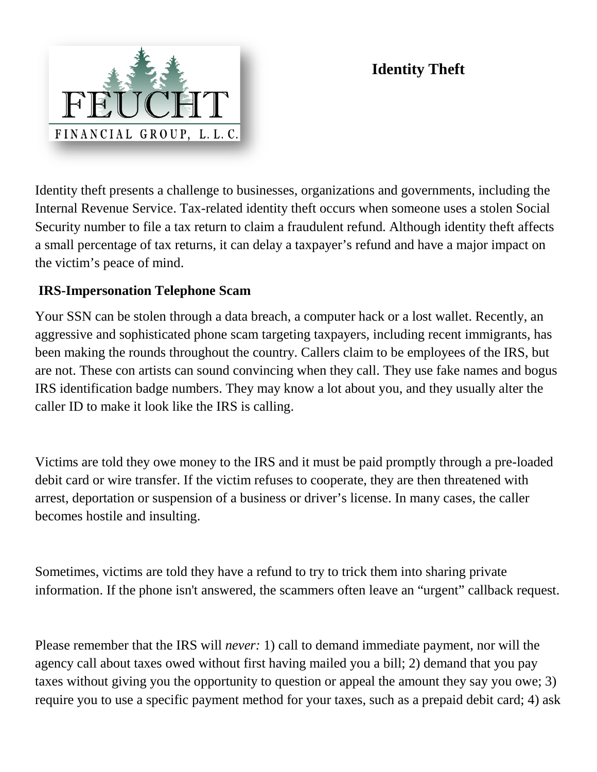# Identity Theft

Identity theft presents a challenge to businesses, organizations and governments, including the Internal Revenue Service. Tax-related identity theft occurs when someone uses a stolen Social Security number to file a tax return to claim a fraudulent refund. Although identity theft affects a small percentage of tax returns, it can delay a taxpayer's refund and have a major impact on the victim's peace of mind.

## IRS-Impersonation Telephone Scam

Your SSN can be stolen through a data breach, a computer hack or a lost wallet. Recently, an aggressive and sophisticated phone scam targeting taxpayers, including recent immigrants, has been making the rounds throughout the country. Callers claim to be employees of the IRS, but are not. These con artists can sound convincing when they call. They use fake names and bogus IRS identification badge numbers. They may know a lot about you, and they usually alter the caller ID to make it look like the IRS is calling.

Victims are told they owe money to the IRS and it must be paid promptly through a pre-loaded debit card or wire transfer. If the victim refuses to cooperate, they are then threatened with arrest, deportation or suspension of a business or driver's license. In many cases, the caller becomes hostile and insulting.

Sometimes, victims are told they have a refund to try to trick them into sharing private information. If the phone isn't answered, the scammers often leave an "urgent" callback request.

Please remember that the IRS will *never:* 1) call to demand immediate payment, nor will the agency call about taxes owed without first having mailed you a bill; 2) demand that you pay taxes without giving you the opportunity to question or appeal the amount they say you owe; 3) require you to use a specific payment method for your taxes, such as a prepaid debit card; 4) ask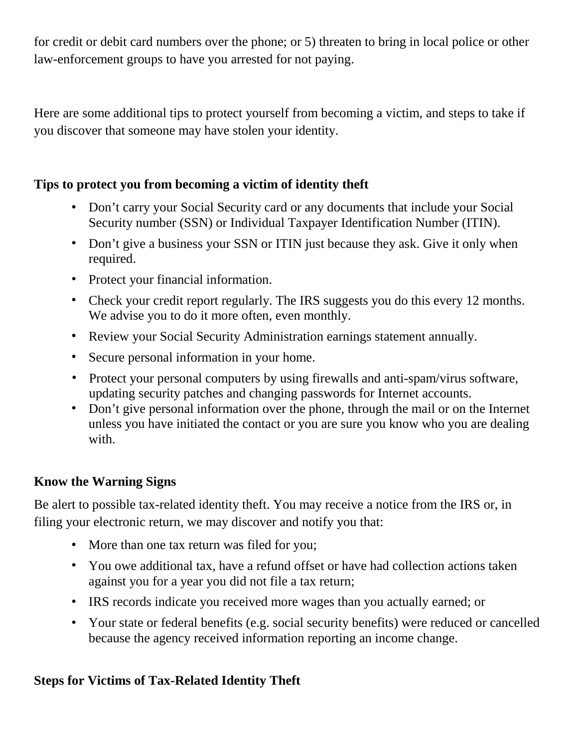for credit or debit card numbers over the phone; or 5) threaten to bring in local police or other law-enforcement groups to have you arrested for not paying.

Here are some additional tips to protect yourself from becoming a victim, and steps to take if you discover that someone may have stolen your identity.

**Tips to protect you from becoming a victim of identity theft**

- Don't carry your Social Security card or any documents that include your Social Security number (SSN) or Individual Taxpayer Identification Number (ITIN).
- Don't give a business your SSN or ITIN just because they ask. Give it only when required.
- Protect your financial information.
- Check your credit report regularly. The IRS suggests you do this every 12 months. We advise you to do it more often, even monthly.
- Review your Social Security Administration earnings statement annually.
- Secure personal information in your home.
- Protect your personal computers by using firewalls and anti-spam/virus software, updating security patches and changing passwords for Internet accounts.
- Don't give personal information over the phone, through the mail or on the Internet unless you have initiated the contact or you are sure you know who you are dealing with.

**Know the Warning Signs**

Be alert to possible tax-related identity theft. You may receive a notice from the IRS or, in filing your electronic return, we may discover and notify you that:

- More than one tax return was filed for you;
- You owe additional tax, have a refund offset or have had collection actions taken against you for a year you did not file a tax return;
- IRS records indicate you received more wages than you actually earned; or
- Your state or federal benefits (e.g. social security benefits) were reduced or cancelled because the agency received information reporting an income change.

**Steps for Victims of Tax-Related Identity Theft**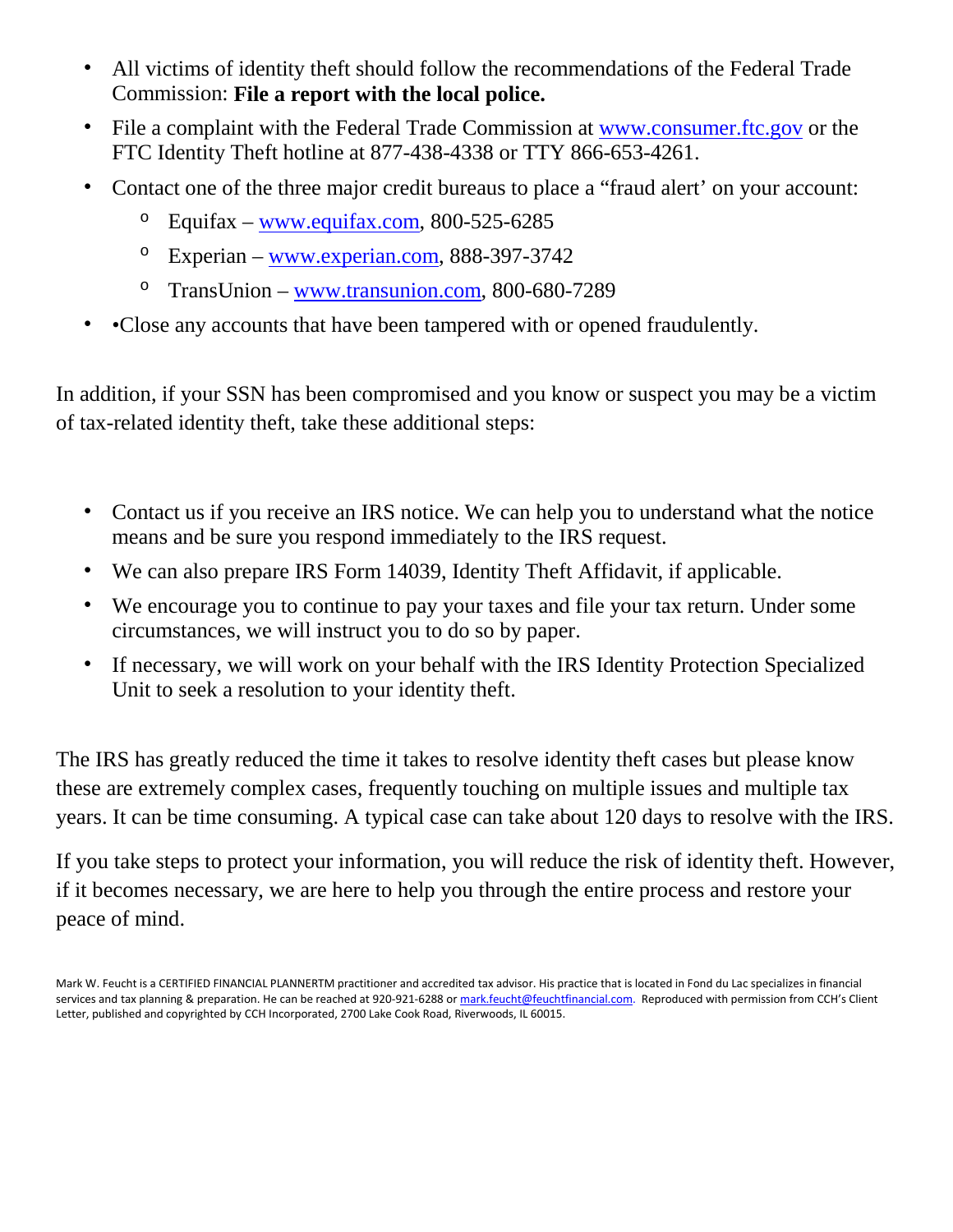- All victims of identity theft should follow the recommendations of the Federal Trade Commission: **File a report with the local police.**
- File a complaint with the Federal Trade Commission at [www.consumer.ftc.gov](http://www.consumer.ftc.gov) or the FTC Identity Theft hotline at 877-438-4338 or TTY 866-653-4261.
- Contact one of the three major credit bureaus to place a "fraud alert' on your account:
  - Equifax – [www.equifax.com](http://www.equifax.com), 800-525-6285
  - Experian – [www.experian.com](http://www.experian.com), 888-397-3742
  - TransUnion – [www.transunion.com](http://www.transunion.com), 800-680-7289
- •Close any accounts that have been tampered with or opened fraudulently.

In addition, if your SSN has been compromised and you know or suspect you may be a victim of tax-related identity theft, take these additional steps:

- Contact us if you receive an IRS notice. We can help you to understand what the notice means and be sure you respond immediately to the IRS request.
- We can also prepare IRS Form 14039, Identity Theft Affidavit, if applicable.
- We encourage you to continue to pay your taxes and file your tax return. Under some circumstances, we will instruct you to do so by paper.
- If necessary, we will work on your behalf with the IRS Identity Protection Specialized Unit to seek a resolution to your identity theft.

The IRS has greatly reduced the time it takes to resolve identity theft cases but please know these are extremely complex cases, frequently touching on multiple issues and multiple tax years. It can be time consuming. A typical case can take about 120 days to resolve with the IRS.

If you take steps to protect your information, you will reduce the risk of identity theft. However, if it becomes necessary, we are here to help you through the entire process and restore your peace of mind.

Mark W. Feucht is a CERTIFIED FINANCIAL PLANNERTM practitioner and accredited tax advisor. His practice that is located in Fond du Lac specializes in financial services and tax planning & preparation. He can be reached at 920-921-6288 or [mark.feucht@feuchtfinancial.com](mailto:mark.feucht@feuchtfinancial.com). Reproduced with permission from CCH's Client Letter, published and copyrighted by CCH Incorporated, 2700 Lake Cook Road, Riverwoods, IL 60015.